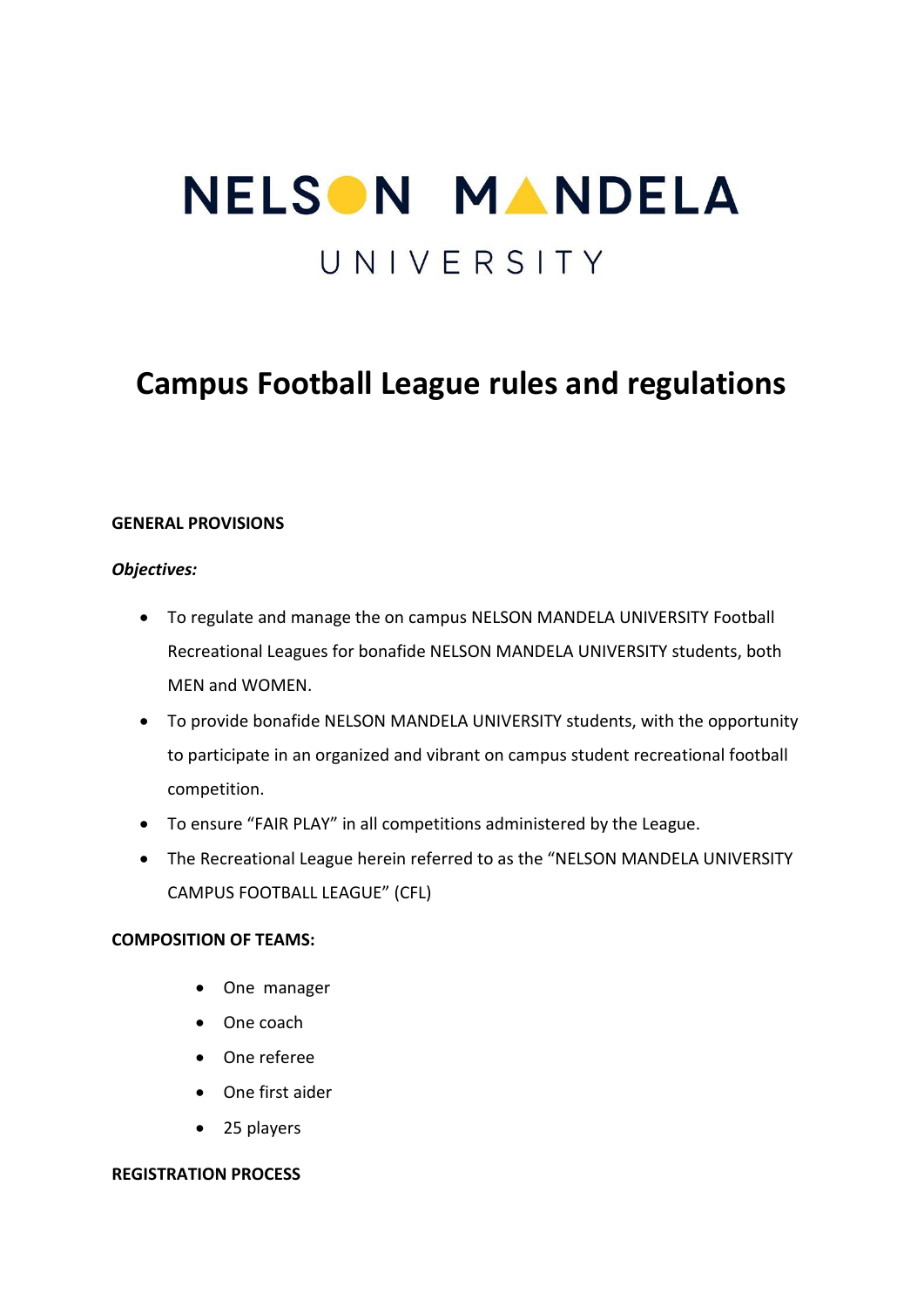NELSON MANDELA

UNIVERSITY

# Campus Football League rules and regulations

**GENERAL PROVISIONS**

***Objectives:***

- To regulate and manage the on campus NELSON MANDELA UNIVERSITY Football Recreational Leagues for bonafide NELSON MANDELA UNIVERSITY students, both MEN and WOMEN.
- To provide bonafide NELSON MANDELA UNIVERSITY students, with the opportunity to participate in an organized and vibrant on campus student recreational football competition.
- To ensure "FAIR PLAY" in all competitions administered by the League.
- The Recreational League herein referred to as the "NELSON MANDELA UNIVERSITY CAMPUS FOOTBALL LEAGUE" (CFL)

**COMPOSITION OF TEAMS:**

- One manager
- One coach
- One referee
- One first aider
- 25 players

**REGISTRATION PROCESS**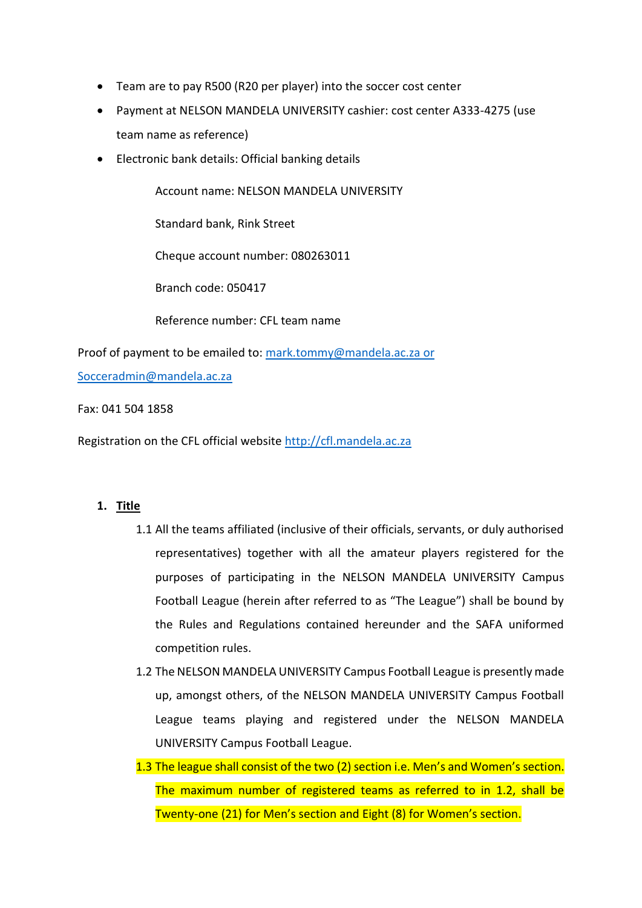- Team are to pay R500 (R20 per player) into the soccer cost center
- Payment at NELSON MANDELA UNIVERSITY cashier: cost center A333-4275 (use team name as reference)
- Electronic bank details: Official banking details

  Account name: NELSON MANDELA UNIVERSITY

  Standard bank, Rink Street

  Cheque account number: 080263011

  Branch code: 050417

  Reference number: CFL team name

Proof of payment to be emailed to: mark.tommy@mandela.ac.za or Socceradmin@mandela.ac.za

Fax: 041 504 1858

Registration on the CFL official website http://cfl.mandela.ac.za

1. **Title**

   1.1 All the teams affiliated (inclusive of their officials, servants, or duly authorised representatives) together with all the amateur players registered for the purposes of participating in the NELSON MANDELA UNIVERSITY Campus Football League (herein after referred to as "The League") shall be bound by the Rules and Regulations contained hereunder and the SAFA uniformed competition rules.

   1.2 The NELSON MANDELA UNIVERSITY Campus Football League is presently made up, amongst others, of the NELSON MANDELA UNIVERSITY Campus Football League teams playing and registered under the NELSON MANDELA UNIVERSITY Campus Football League.

   1.3 The league shall consist of the two (2) section i.e. Men's and Women's section. The maximum number of registered teams as referred to in 1.2, shall be Twenty-one (21) for Men's section and Eight (8) for Women's section.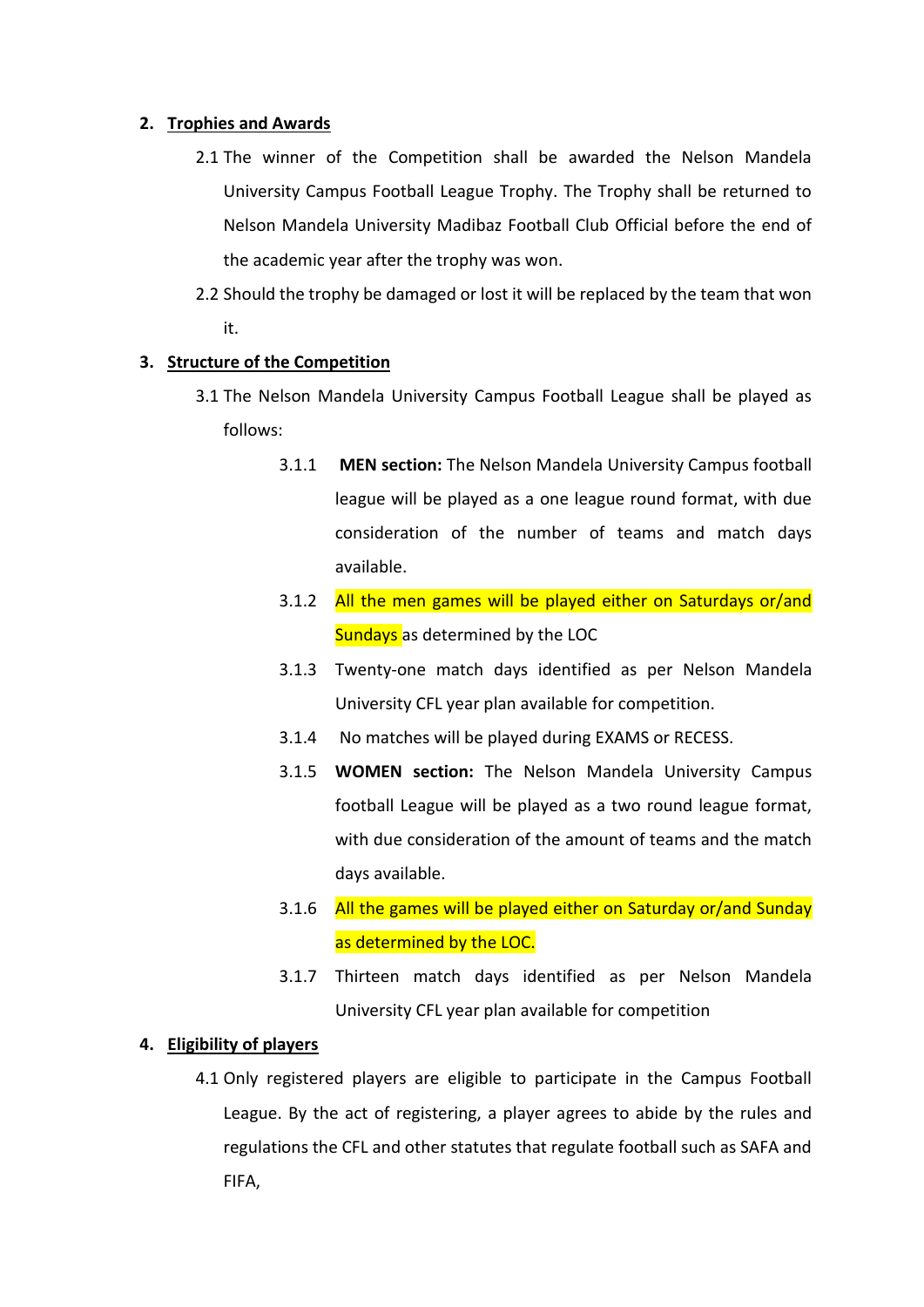## 2. Trophies and Awards

2.1 The winner of the Competition shall be awarded the Nelson Mandela University Campus Football League Trophy. The Trophy shall be returned to Nelson Mandela University Madibaz Football Club Official before the end of the academic year after the trophy was won.

2.2 Should the trophy be damaged or lost it will be replaced by the team that won it.

## 3. Structure of the Competition

3.1 The Nelson Mandela University Campus Football League shall be played as follows:

- 3.1.1 **MEN section:** The Nelson Mandela University Campus football league will be played as a one league round format, with due consideration of the number of teams and match days available.
- 3.1.2 All the men games will be played either on Saturdays or/and Sundays as determined by the LOC
- 3.1.3 Twenty-one match days identified as per Nelson Mandela University CFL year plan available for competition.
- 3.1.4 No matches will be played during EXAMS or RECESS.
- 3.1.5 **WOMEN section:** The Nelson Mandela University Campus football League will be played as a two round league format, with due consideration of the amount of teams and the match days available.
- 3.1.6 All the games will be played either on Saturday or/and Sunday as determined by the LOC.
- 3.1.7 Thirteen match days identified as per Nelson Mandela University CFL year plan available for competition

## 4. Eligibility of players

4.1 Only registered players are eligible to participate in the Campus Football League. By the act of registering, a player agrees to abide by the rules and regulations the CFL and other statutes that regulate football such as SAFA and FIFA,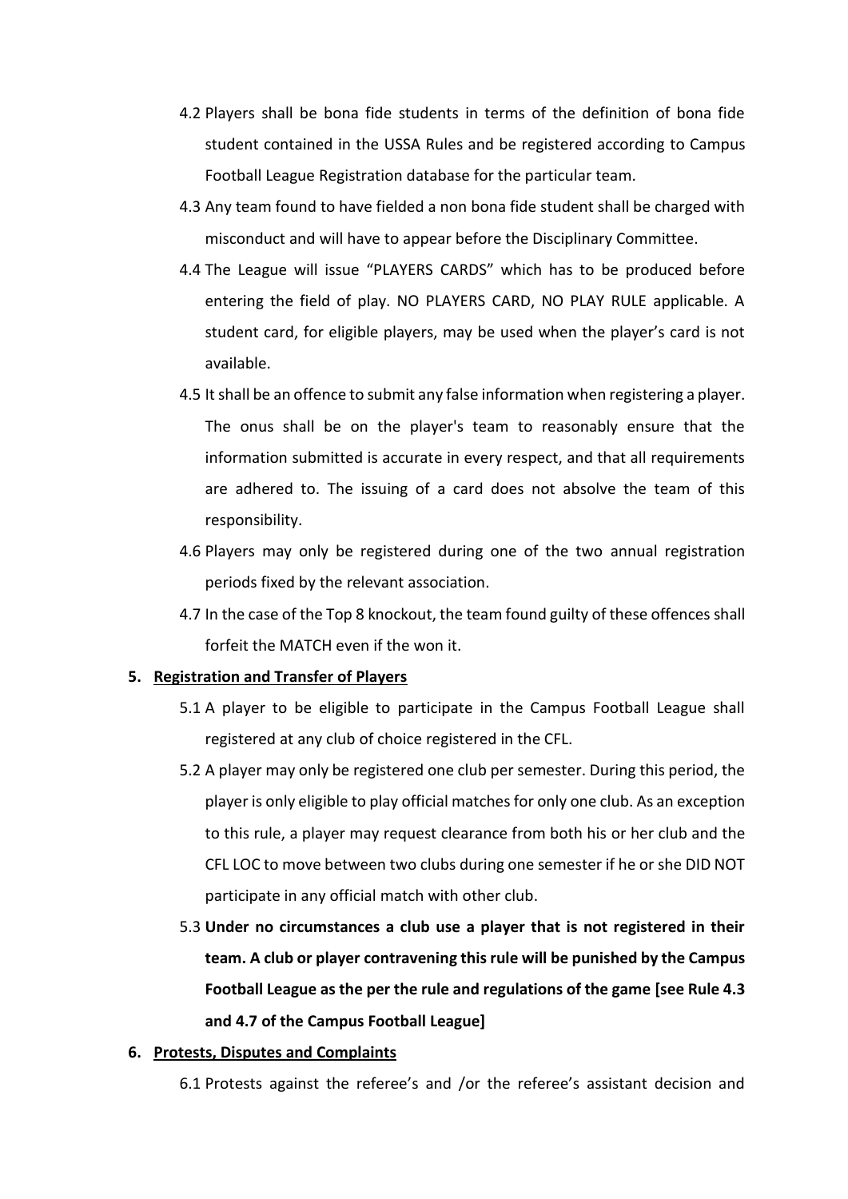4.2 Players shall be bona fide students in terms of the definition of bona fide student contained in the USSA Rules and be registered according to Campus Football League Registration database for the particular team.

4.3 Any team found to have fielded a non bona fide student shall be charged with misconduct and will have to appear before the Disciplinary Committee.

4.4 The League will issue "PLAYERS CARDS" which has to be produced before entering the field of play. NO PLAYERS CARD, NO PLAY RULE applicable. A student card, for eligible players, may be used when the player's card is not available.

4.5 It shall be an offence to submit any false information when registering a player. The onus shall be on the player's team to reasonably ensure that the information submitted is accurate in every respect, and that all requirements are adhered to. The issuing of a card does not absolve the team of this responsibility.

4.6 Players may only be registered during one of the two annual registration periods fixed by the relevant association.

4.7 In the case of the Top 8 knockout, the team found guilty of these offences shall forfeit the MATCH even if the won it.

**5. <u>Registration and Transfer of Players</u>**

5.1 A player to be eligible to participate in the Campus Football League shall registered at any club of choice registered in the CFL.

5.2 A player may only be registered one club per semester. During this period, the player is only eligible to play official matches for only one club. As an exception to this rule, a player may request clearance from both his or her club and the CFL LOC to move between two clubs during one semester if he or she DID NOT participate in any official match with other club.

5.3 **Under no circumstances a club use a player that is not registered in their team. A club or player contravening this rule will be punished by the Campus Football League as the per the rule and regulations of the game [see Rule 4.3 and 4.7 of the Campus Football League]**

**6. <u>Protests, Disputes and Complaints</u>**

6.1 Protests against the referee's and /or the referee's assistant decision and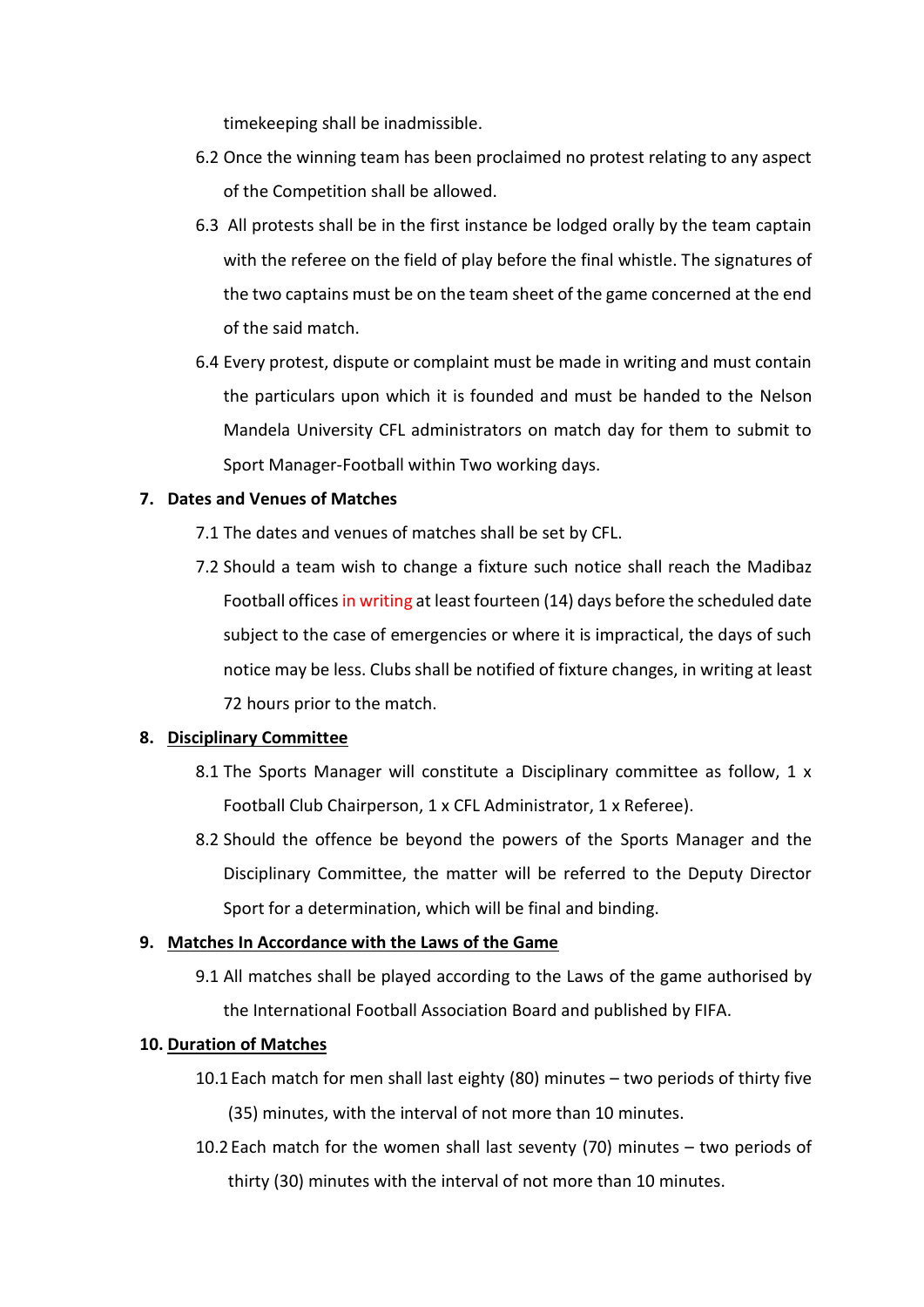timekeeping shall be inadmissible.

6.2 Once the winning team has been proclaimed no protest relating to any aspect of the Competition shall be allowed.

6.3 All protests shall be in the first instance be lodged orally by the team captain with the referee on the field of play before the final whistle. The signatures of the two captains must be on the team sheet of the game concerned at the end of the said match.

6.4 Every protest, dispute or complaint must be made in writing and must contain the particulars upon which it is founded and must be handed to the Nelson Mandela University CFL administrators on match day for them to submit to Sport Manager-Football within Two working days.

**7. Dates and Venues of Matches**

7.1 The dates and venues of matches shall be set by CFL.

7.2 Should a team wish to change a fixture such notice shall reach the Madibaz Football offices in writing at least fourteen (14) days before the scheduled date subject to the case of emergencies or where it is impractical, the days of such notice may be less. Clubs shall be notified of fixture changes, in writing at least 72 hours prior to the match.

**8. Disciplinary Committee**

8.1 The Sports Manager will constitute a Disciplinary committee as follow, 1 x Football Club Chairperson, 1 x CFL Administrator, 1 x Referee).

8.2 Should the offence be beyond the powers of the Sports Manager and the Disciplinary Committee, the matter will be referred to the Deputy Director Sport for a determination, which will be final and binding.

**9. Matches In Accordance with the Laws of the Game**

9.1 All matches shall be played according to the Laws of the game authorised by the International Football Association Board and published by FIFA.

**10. Duration of Matches**

10.1 Each match for men shall last eighty (80) minutes – two periods of thirty five (35) minutes, with the interval of not more than 10 minutes.

10.2 Each match for the women shall last seventy (70) minutes – two periods of thirty (30) minutes with the interval of not more than 10 minutes.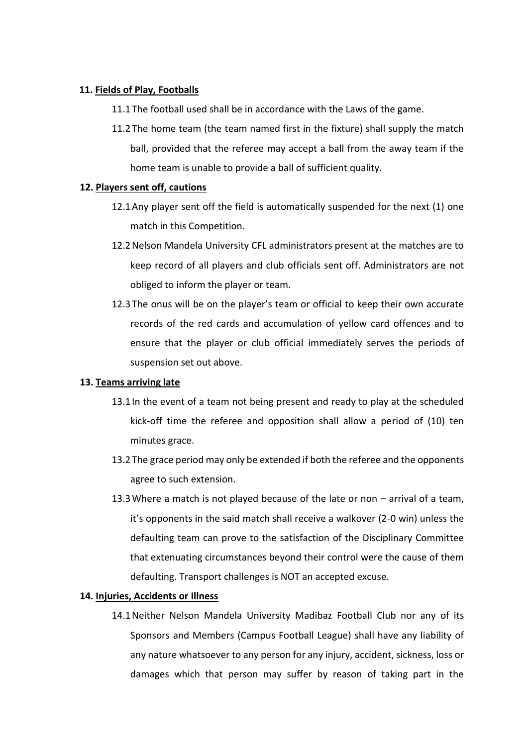**11. Fields of Play, Footballs**

11.1 The football used shall be in accordance with the Laws of the game.

11.2 The home team (the team named first in the fixture) shall supply the match ball, provided that the referee may accept a ball from the away team if the home team is unable to provide a ball of sufficient quality.

**12. Players sent off, cautions**

12.1 Any player sent off the field is automatically suspended for the next (1) one match in this Competition.

12.2 Nelson Mandela University CFL administrators present at the matches are to keep record of all players and club officials sent off. Administrators are not obliged to inform the player or team.

12.3 The onus will be on the player's team or official to keep their own accurate records of the red cards and accumulation of yellow card offences and to ensure that the player or club official immediately serves the periods of suspension set out above.

**13. Teams arriving late**

13.1 In the event of a team not being present and ready to play at the scheduled kick-off time the referee and opposition shall allow a period of (10) ten minutes grace.

13.2 The grace period may only be extended if both the referee and the opponents agree to such extension.

13.3 Where a match is not played because of the late or non – arrival of a team, it's opponents in the said match shall receive a walkover (2-0 win) unless the defaulting team can prove to the satisfaction of the Disciplinary Committee that extenuating circumstances beyond their control were the cause of them defaulting. Transport challenges is NOT an accepted excuse.

**14. Injuries, Accidents or Illness**

14.1 Neither Nelson Mandela University Madibaz Football Club nor any of its Sponsors and Members (Campus Football League) shall have any liability of any nature whatsoever to any person for any injury, accident, sickness, loss or damages which that person may suffer by reason of taking part in the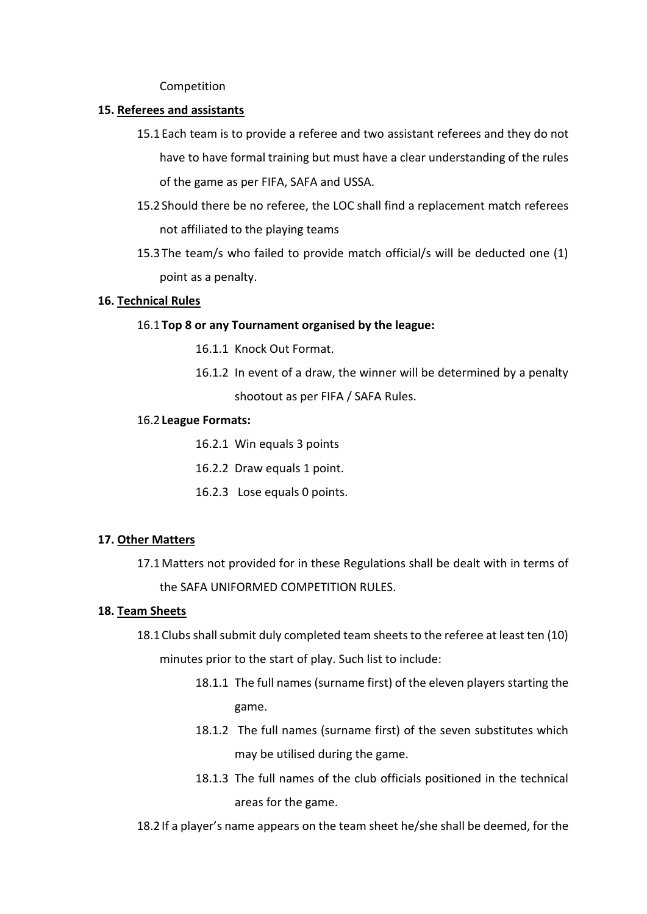Competition

## 15. Referees and assistants

15.1 Each team is to provide a referee and two assistant referees and they do not have to have formal training but must have a clear understanding of the rules of the game as per FIFA, SAFA and USSA.

15.2 Should there be no referee, the LOC shall find a replacement match referees not affiliated to the playing teams

15.3 The team/s who failed to provide match official/s will be deducted one (1) point as a penalty.

## 16. Technical Rules

16.1 **Top 8 or any Tournament organised by the league:**

- 16.1.1 Knock Out Format.
- 16.1.2 In event of a draw, the winner will be determined by a penalty shootout as per FIFA / SAFA Rules.

16.2 **League Formats:**

- 16.2.1 Win equals 3 points
- 16.2.2 Draw equals 1 point.
- 16.2.3 Lose equals 0 points.

## 17. Other Matters

17.1 Matters not provided for in these Regulations shall be dealt with in terms of the SAFA UNIFORMED COMPETITION RULES.

## 18. Team Sheets

18.1 Clubs shall submit duly completed team sheets to the referee at least ten (10) minutes prior to the start of play. Such list to include:

- 18.1.1 The full names (surname first) of the eleven players starting the game.
- 18.1.2 The full names (surname first) of the seven substitutes which may be utilised during the game.
- 18.1.3 The full names of the club officials positioned in the technical areas for the game.

18.2 If a player's name appears on the team sheet he/she shall be deemed, for the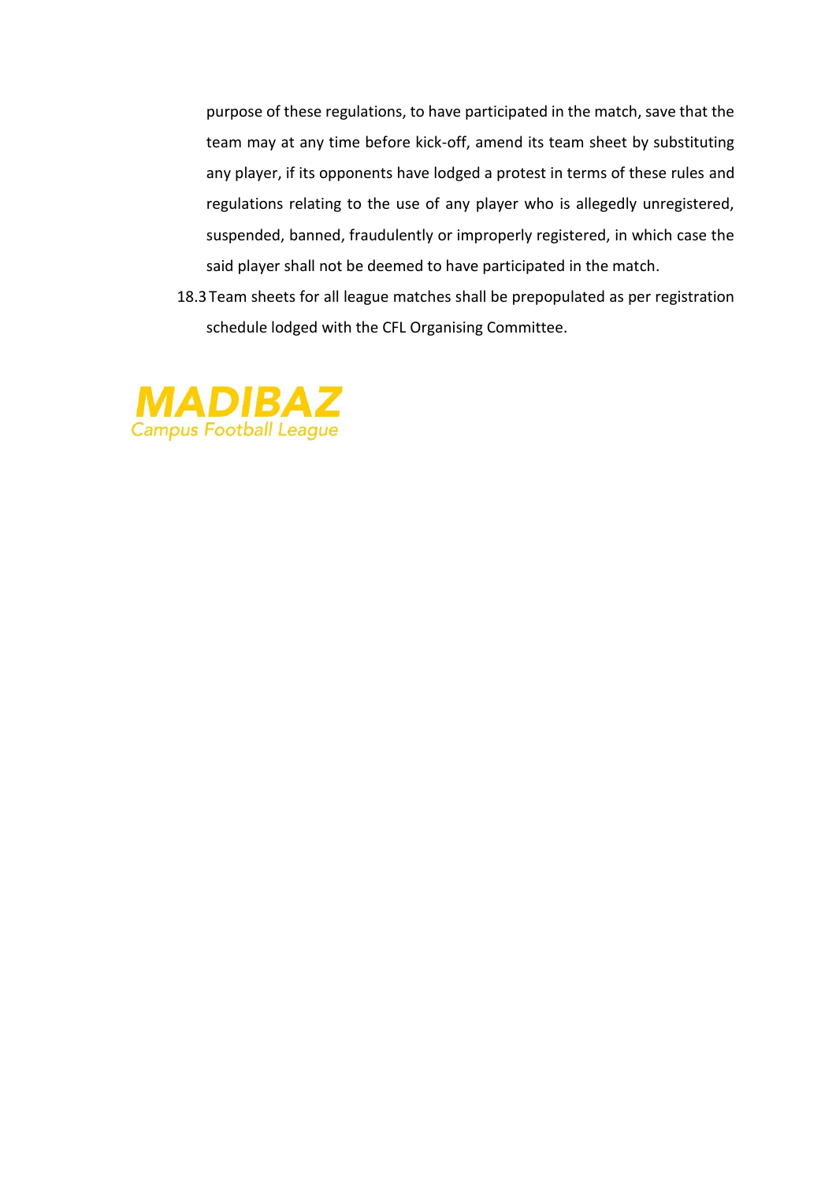purpose of these regulations, to have participated in the match, save that the team may at any time before kick-off, amend its team sheet by substituting any player, if its opponents have lodged a protest in terms of these rules and regulations relating to the use of any player who is allegedly unregistered, suspended, banned, fraudulently or improperly registered, in which case the said player shall not be deemed to have participated in the match.

18.3 Team sheets for all league matches shall be prepopulated as per registration schedule lodged with the CFL Organising Committee.

MADIBAZ
Campus Football League